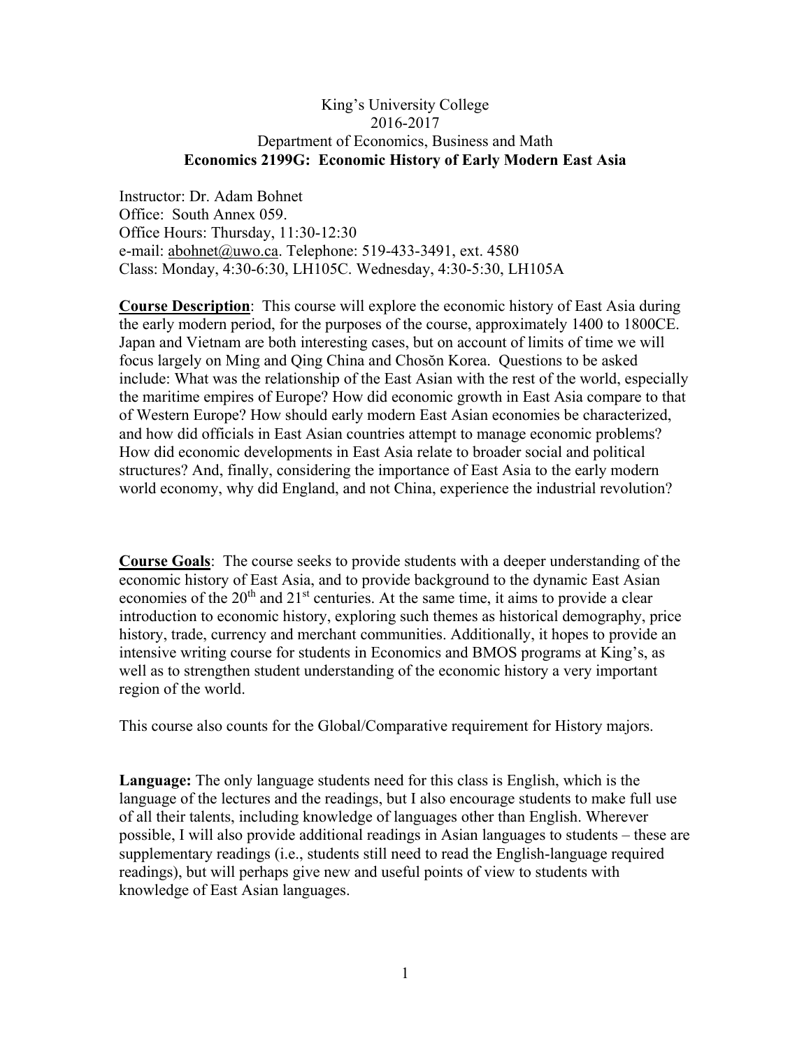King's University College

2016-2017

Department of Economics, Business and Math

**Economics 2199G: Economic History of Early Modern East Asia**

Instructor: Dr. Adam Bohnet
Office: South Annex 059.
Office Hours: Thursday, 11:30-12:30
e-mail: abohnet@uwo.ca. Telephone: 519-433-3491, ext. 4580
Class: Monday, 4:30-6:30, LH105C. Wednesday, 4:30-5:30, LH105A

**Course Description**: This course will explore the economic history of East Asia during the early modern period, for the purposes of the course, approximately 1400 to 1800CE. Japan and Vietnam are both interesting cases, but on account of limits of time we will focus largely on Ming and Qing China and Chosŏn Korea. Questions to be asked include: What was the relationship of the East Asian with the rest of the world, especially the maritime empires of Europe? How did economic growth in East Asia compare to that of Western Europe? How should early modern East Asian economies be characterized, and how did officials in East Asian countries attempt to manage economic problems? How did economic developments in East Asia relate to broader social and political structures? And, finally, considering the importance of East Asia to the early modern world economy, why did England, and not China, experience the industrial revolution?

**Course Goals**: The course seeks to provide students with a deeper understanding of the economic history of East Asia, and to provide background to the dynamic East Asian economies of the 20th and 21st centuries. At the same time, it aims to provide a clear introduction to economic history, exploring such themes as historical demography, price history, trade, currency and merchant communities. Additionally, it hopes to provide an intensive writing course for students in Economics and BMOS programs at King's, as well as to strengthen student understanding of the economic history a very important region of the world.

This course also counts for the Global/Comparative requirement for History majors.

**Language:** The only language students need for this class is English, which is the language of the lectures and the readings, but I also encourage students to make full use of all their talents, including knowledge of languages other than English. Wherever possible, I will also provide additional readings in Asian languages to students – these are supplementary readings (i.e., students still need to read the English-language required readings), but will perhaps give new and useful points of view to students with knowledge of East Asian languages.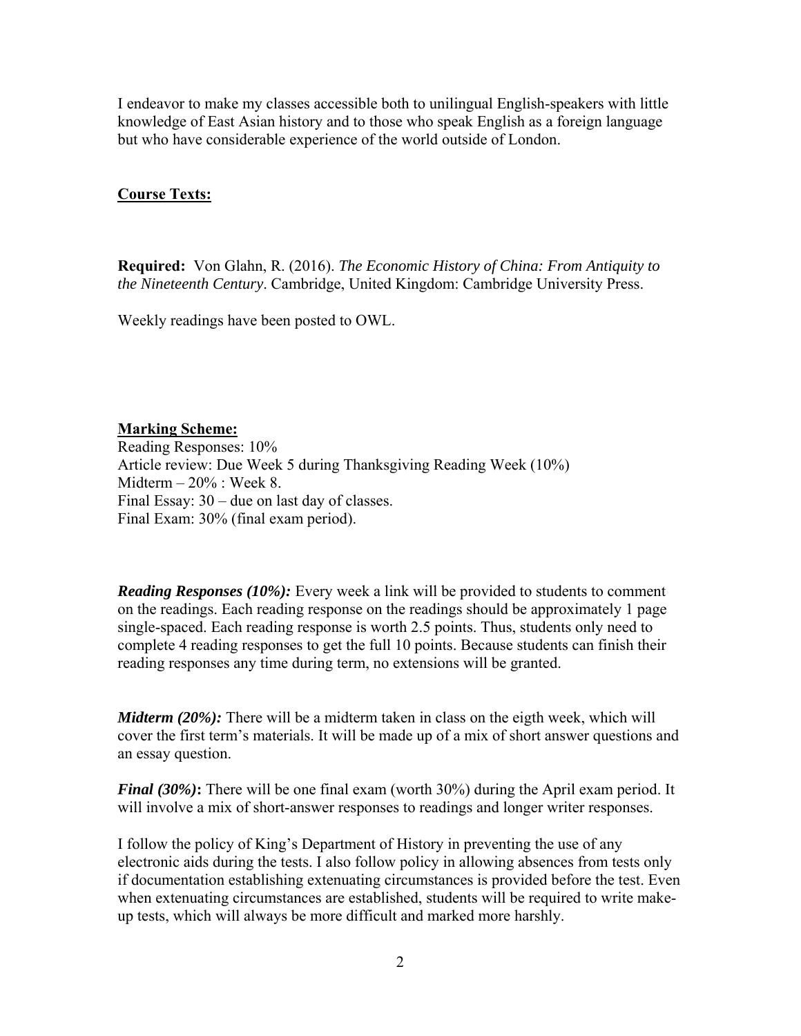I endeavor to make my classes accessible both to unilingual English-speakers with little knowledge of East Asian history and to those who speak English as a foreign language but who have considerable experience of the world outside of London.

**Course Texts:**

**Required:** Von Glahn, R. (2016). *The Economic History of China: From Antiquity to the Nineteenth Century*. Cambridge, United Kingdom: Cambridge University Press.

Weekly readings have been posted to OWL.

**Marking Scheme:**
Reading Responses: 10%
Article review: Due Week 5 during Thanksgiving Reading Week (10%)
Midterm – 20% : Week 8.
Final Essay: 30 – due on last day of classes.
Final Exam: 30% (final exam period).

***Reading Responses (10%):*** Every week a link will be provided to students to comment on the readings. Each reading response on the readings should be approximately 1 page single-spaced. Each reading response is worth 2.5 points. Thus, students only need to complete 4 reading responses to get the full 10 points. Because students can finish their reading responses any time during term, no extensions will be granted.

***Midterm (20%):*** There will be a midterm taken in class on the eigth week, which will cover the first term's materials. It will be made up of a mix of short answer questions and an essay question.

***Final (30%)*:** There will be one final exam (worth 30%) during the April exam period. It will involve a mix of short-answer responses to readings and longer writer responses.

I follow the policy of King's Department of History in preventing the use of any electronic aids during the tests. I also follow policy in allowing absences from tests only if documentation establishing extenuating circumstances is provided before the test. Even when extenuating circumstances are established, students will be required to write make-up tests, which will always be more difficult and marked more harshly.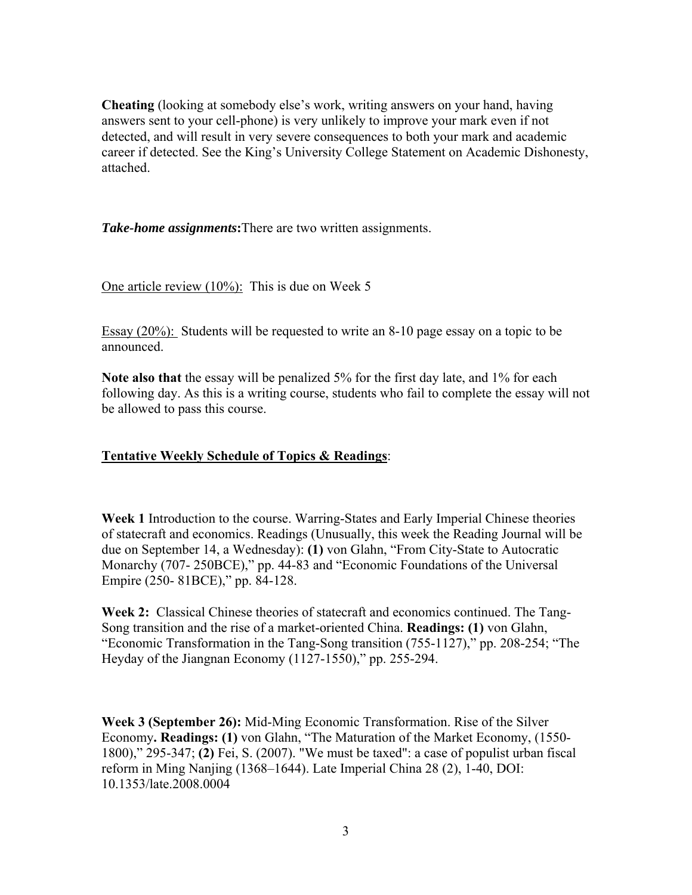**Cheating** (looking at somebody else's work, writing answers on your hand, having answers sent to your cell-phone) is very unlikely to improve your mark even if not detected, and will result in very severe consequences to both your mark and academic career if detected. See the King's University College Statement on Academic Dishonesty, attached.

***Take-home assignments*:** There are two written assignments.

<u>One article review (10%):</u> This is due on Week 5

<u>Essay (20%):</u> Students will be requested to write an 8-10 page essay on a topic to be announced.

**Note also that** the essay will be penalized 5% for the first day late, and 1% for each following day. As this is a writing course, students who fail to complete the essay will not be allowed to pass this course.

## <u>Tentative Weekly Schedule of Topics & Readings</u>:

**Week 1** Introduction to the course. Warring-States and Early Imperial Chinese theories of statecraft and economics. Readings (Unusually, this week the Reading Journal will be due on September 14, a Wednesday): **(1)** von Glahn, "From City-State to Autocratic Monarchy (707- 250BCE)," pp. 44-83 and "Economic Foundations of the Universal Empire (250- 81BCE)," pp. 84-128.

**Week 2:** Classical Chinese theories of statecraft and economics continued. The Tang-Song transition and the rise of a market-oriented China. **Readings: (1)** von Glahn, "Economic Transformation in the Tang-Song transition (755-1127)," pp. 208-254; "The Heyday of the Jiangnan Economy (1127-1550)," pp. 255-294.

**Week 3 (September 26):** Mid-Ming Economic Transformation. Rise of the Silver Economy**. Readings: (1)** von Glahn, "The Maturation of the Market Economy, (1550-1800)," 295-347; **(2)** Fei, S. (2007). "We must be taxed": a case of populist urban fiscal reform in Ming Nanjing (1368–1644). Late Imperial China 28 (2), 1-40, DOI: 10.1353/late.2008.0004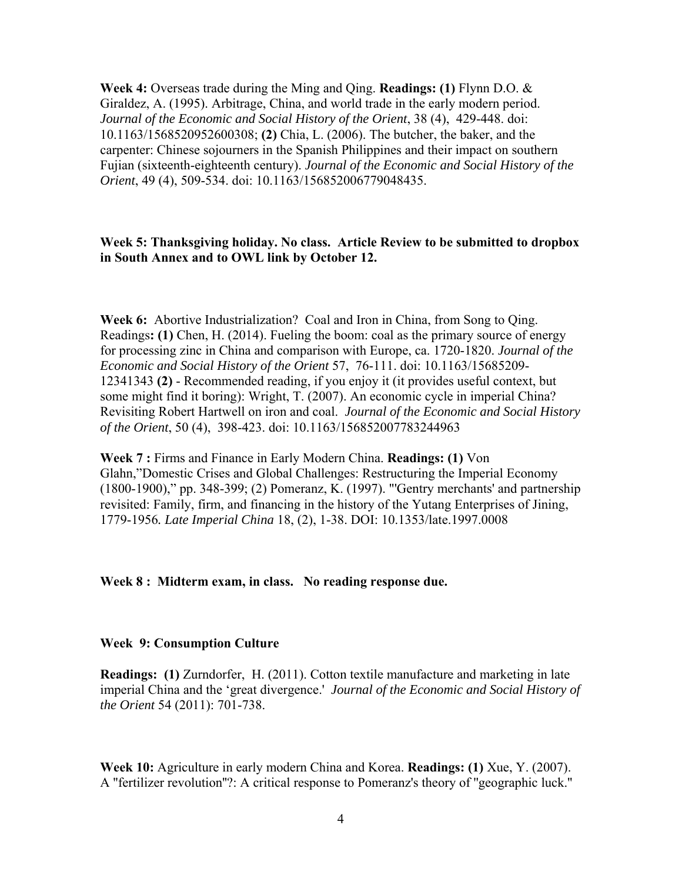**Week 4:** Overseas trade during the Ming and Qing. **Readings: (1)** Flynn D.O. & Giraldez, A. (1995). Arbitrage, China, and world trade in the early modern period. *Journal of the Economic and Social History of the Orient*, 38 (4), 429-448. doi: 10.1163/1568520952600308; **(2)** Chia, L. (2006). The butcher, the baker, and the carpenter: Chinese sojourners in the Spanish Philippines and their impact on southern Fujian (sixteenth-eighteenth century). *Journal of the Economic and Social History of the Orient*, 49 (4), 509-534. doi: 10.1163/156852006779048435.

**Week 5: Thanksgiving holiday. No class. Article Review to be submitted to dropbox in South Annex and to OWL link by October 12.**

**Week 6:** Abortive Industrialization? Coal and Iron in China, from Song to Qing. Readings**: (1)** Chen, H. (2014). Fueling the boom: coal as the primary source of energy for processing zinc in China and comparison with Europe, ca. 1720-1820. *Journal of the Economic and Social History of the Orient* 57, 76-111. doi: 10.1163/15685209-12341343 **(2)** - Recommended reading, if you enjoy it (it provides useful context, but some might find it boring): Wright, T. (2007). An economic cycle in imperial China? Revisiting Robert Hartwell on iron and coal. *Journal of the Economic and Social History of the Orient*, 50 (4), 398-423. doi: 10.1163/156852007783244963

**Week 7 :** Firms and Finance in Early Modern China. **Readings: (1)** Von Glahn,"Domestic Crises and Global Challenges: Restructuring the Imperial Economy (1800-1900)," pp. 348-399; (2) Pomeranz, K. (1997). "'Gentry merchants' and partnership revisited: Family, firm, and financing in the history of the Yutang Enterprises of Jining, 1779-1956. *Late Imperial China* 18, (2), 1-38. DOI: 10.1353/late.1997.0008

**Week 8 : Midterm exam, in class. No reading response due.**

**Week 9: Consumption Culture**

**Readings: (1)** Zurndorfer, H. (2011). Cotton textile manufacture and marketing in late imperial China and the 'great divergence.' *Journal of the Economic and Social History of the Orient* 54 (2011): 701-738.

**Week 10:** Agriculture in early modern China and Korea. **Readings: (1)** Xue, Y. (2007). A "fertilizer revolution"?: A critical response to Pomeranz's theory of "geographic luck."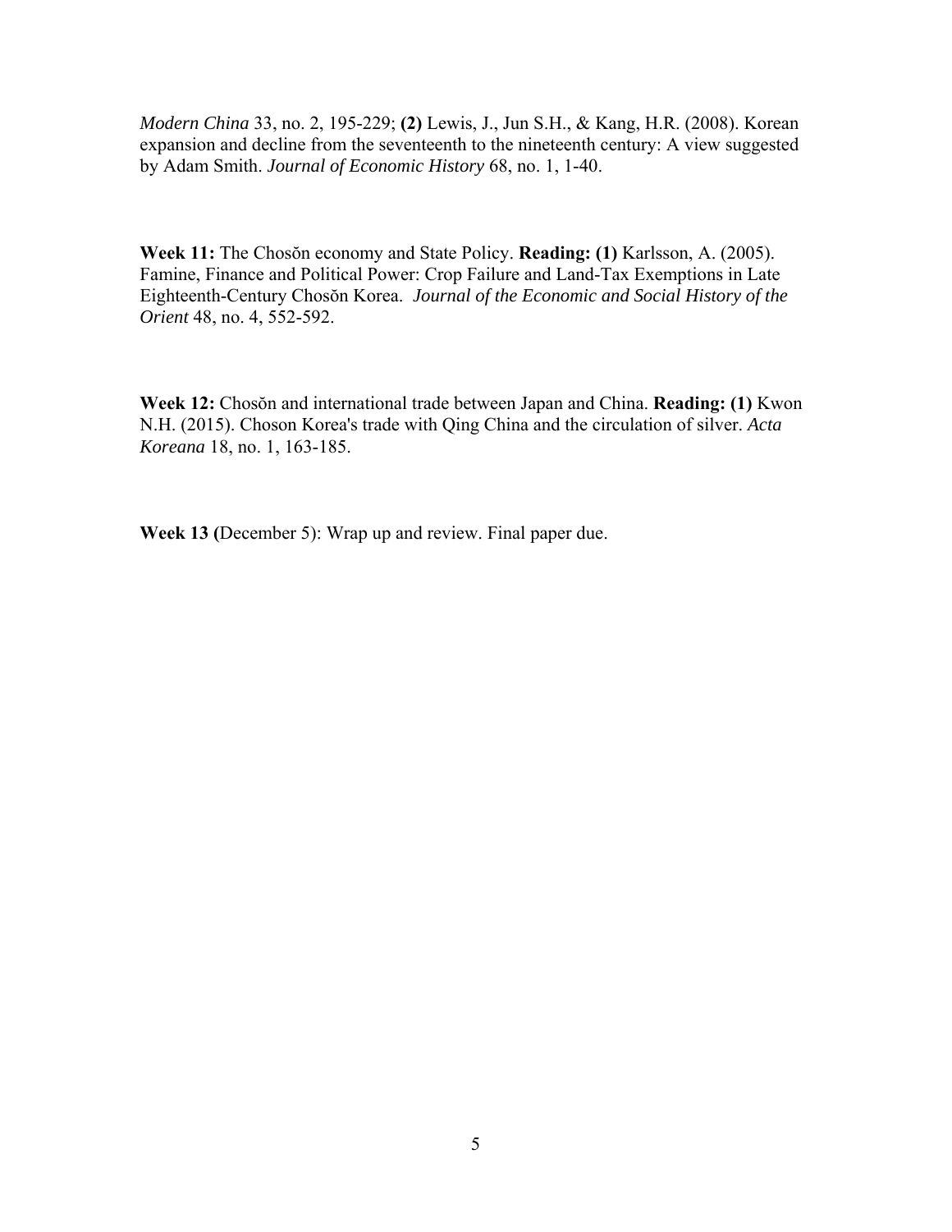*Modern China* 33, no. 2, 195-229; **(2)** Lewis, J., Jun S.H., & Kang, H.R. (2008). Korean expansion and decline from the seventeenth to the nineteenth century: A view suggested by Adam Smith. *Journal of Economic History* 68, no. 1, 1-40.

**Week 11:** The Chosŏn economy and State Policy. **Reading: (1)** Karlsson, A. (2005). Famine, Finance and Political Power: Crop Failure and Land-Tax Exemptions in Late Eighteenth-Century Chosŏn Korea. *Journal of the Economic and Social History of the Orient* 48, no. 4, 552-592.

**Week 12:** Chosŏn and international trade between Japan and China. **Reading: (1)** Kwon N.H. (2015). Choson Korea's trade with Qing China and the circulation of silver. *Acta Koreana* 18, no. 1, 163-185.

**Week 13 (**December 5): Wrap up and review. Final paper due.